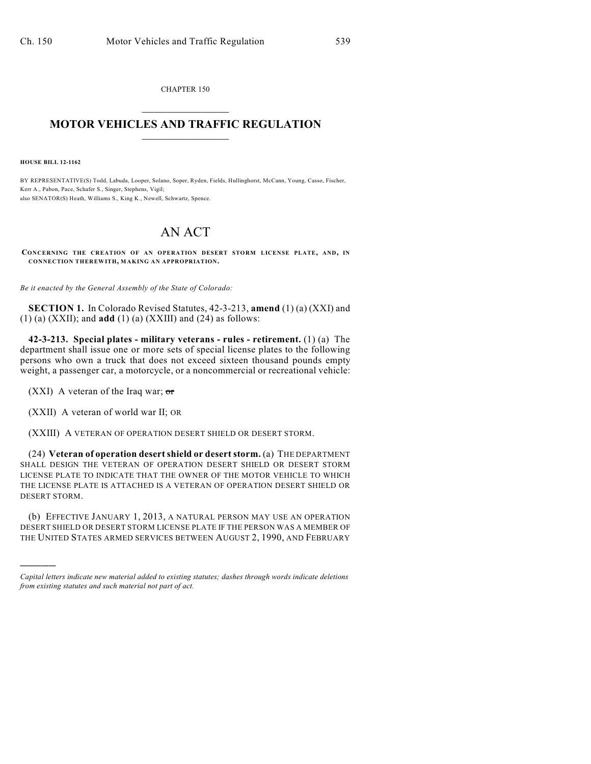CHAPTER 150

# MOTOR VEHICLES AND TRAFFIC REGULATION

**HOUSE BILL 12-1162**

BY REPRESENTATIVE(S) Todd, Labuda, Looper, Solano, Soper, Ryden, Fields, Hullinghorst, McCann, Young, Casso, Fischer, Kerr A., Pabon, Pace, Schafer S., Singer, Stephens, Vigil;
also SENATOR(S) Heath, Williams S., King K., Newell, Schwartz, Spence.

# AN ACT

**CONCERNING THE CREATION OF AN OPERATION DESERT STORM LICENSE PLATE, AND, IN CONNECTION THEREWITH, MAKING AN APPROPRIATION.**

*Be it enacted by the General Assembly of the State of Colorado:*

**SECTION 1.** In Colorado Revised Statutes, 42-3-213, **amend** (1) (a) (XXI) and (1) (a) (XXII); and **add** (1) (a) (XXIII) and (24) as follows:

**42-3-213. Special plates - military veterans - rules - retirement.** (1) (a) The department shall issue one or more sets of special license plates to the following persons who own a truck that does not exceed sixteen thousand pounds empty weight, a passenger car, a motorcycle, or a noncommercial or recreational vehicle:

(XXI) A veteran of the Iraq war; ~~or~~

(XXII) A veteran of world war II; OR

(XXIII) A VETERAN OF OPERATION DESERT SHIELD OR DESERT STORM.

(24) **Veteran of operation desert shield or desert storm.** (a) THE DEPARTMENT SHALL DESIGN THE VETERAN OF OPERATION DESERT SHIELD OR DESERT STORM LICENSE PLATE TO INDICATE THAT THE OWNER OF THE MOTOR VEHICLE TO WHICH THE LICENSE PLATE IS ATTACHED IS A VETERAN OF OPERATION DESERT SHIELD OR DESERT STORM.

(b) EFFECTIVE JANUARY 1, 2013, A NATURAL PERSON MAY USE AN OPERATION DESERT SHIELD OR DESERT STORM LICENSE PLATE IF THE PERSON WAS A MEMBER OF THE UNITED STATES ARMED SERVICES BETWEEN AUGUST 2, 1990, AND FEBRUARY

---

*Capital letters indicate new material added to existing statutes; dashes through words indicate deletions from existing statutes and such material not part of act.*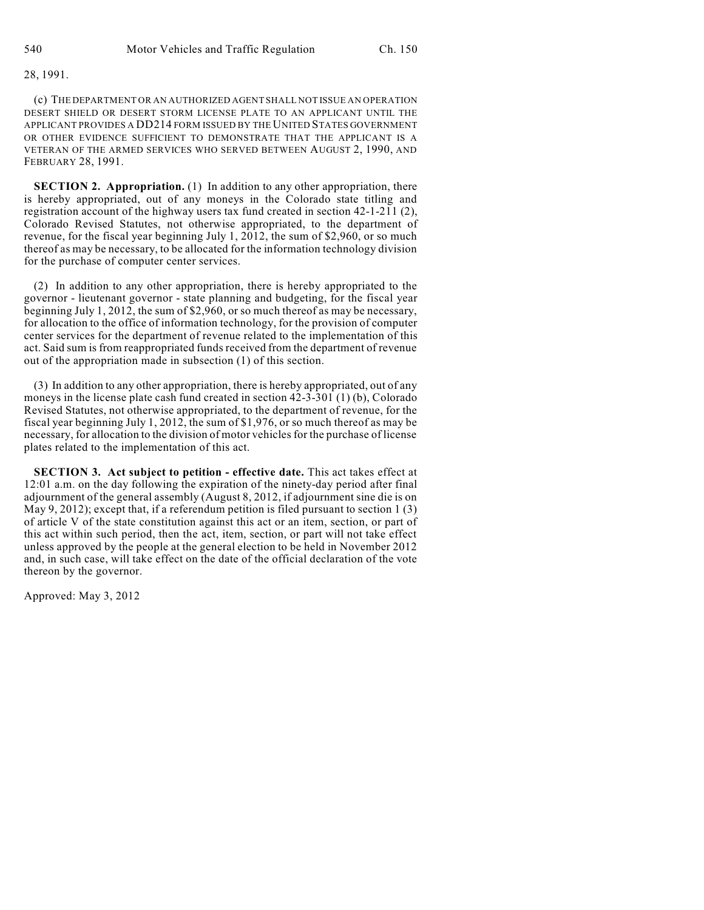28, 1991.

(c) THE DEPARTMENT OR AN AUTHORIZED AGENT SHALL NOT ISSUE AN OPERATION DESERT SHIELD OR DESERT STORM LICENSE PLATE TO AN APPLICANT UNTIL THE APPLICANT PROVIDES A DD214 FORM ISSUED BY THE UNITED STATES GOVERNMENT OR OTHER EVIDENCE SUFFICIENT TO DEMONSTRATE THAT THE APPLICANT IS A VETERAN OF THE ARMED SERVICES WHO SERVED BETWEEN AUGUST 2, 1990, AND FEBRUARY 28, 1991.

**SECTION 2. Appropriation.** (1) In addition to any other appropriation, there is hereby appropriated, out of any moneys in the Colorado state titling and registration account of the highway users tax fund created in section 42-1-211 (2), Colorado Revised Statutes, not otherwise appropriated, to the department of revenue, for the fiscal year beginning July 1, 2012, the sum of $2,960, or so much thereof as may be necessary, to be allocated for the information technology division for the purchase of computer center services.

(2) In addition to any other appropriation, there is hereby appropriated to the governor - lieutenant governor - state planning and budgeting, for the fiscal year beginning July 1, 2012, the sum of $2,960, or so much thereof as may be necessary, for allocation to the office of information technology, for the provision of computer center services for the department of revenue related to the implementation of this act. Said sum is from reappropriated funds received from the department of revenue out of the appropriation made in subsection (1) of this section.

(3) In addition to any other appropriation, there is hereby appropriated, out of any moneys in the license plate cash fund created in section 42-3-301 (1) (b), Colorado Revised Statutes, not otherwise appropriated, to the department of revenue, for the fiscal year beginning July 1, 2012, the sum of $1,976, or so much thereof as may be necessary, for allocation to the division of motor vehicles for the purchase of license plates related to the implementation of this act.

**SECTION 3. Act subject to petition - effective date.** This act takes effect at 12:01 a.m. on the day following the expiration of the ninety-day period after final adjournment of the general assembly (August 8, 2012, if adjournment sine die is on May 9, 2012); except that, if a referendum petition is filed pursuant to section 1 (3) of article V of the state constitution against this act or an item, section, or part of this act within such period, then the act, item, section, or part will not take effect unless approved by the people at the general election to be held in November 2012 and, in such case, will take effect on the date of the official declaration of the vote thereon by the governor.

Approved: May 3, 2012